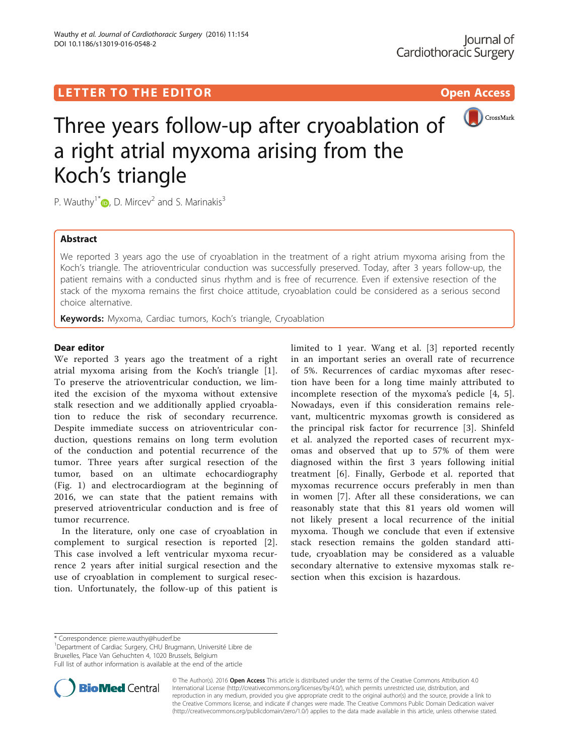LETTER TO THE EDITOR Open Access

# Three years follow-up after cryoablation of a right atrial myxoma arising from the Koch's triangle

P. Wauthy[1*], D. Mircev[2] and S. Marinakis[3]

## Abstract

We reported 3 years ago the use of cryoablation in the treatment of a right atrium myxoma arising from the Koch's triangle. The atrioventricular conduction was successfully preserved. Today, after 3 years follow-up, the patient remains with a conducted sinus rhythm and is free of recurrence. Even if extensive resection of the stack of the myxoma remains the first choice attitude, cryoablation could be considered as a serious second choice alternative.

**Keywords:** Myxoma, Cardiac tumors, Koch's triangle, Cryoablation

## Dear editor

We reported 3 years ago the treatment of a right atrial myxoma arising from the Koch's triangle [1]. To preserve the atrioventricular conduction, we limited the excision of the myxoma without extensive stalk resection and we additionally applied cryoablation to reduce the risk of secondary recurrence. Despite immediate success on atrioventricular conduction, questions remains on long term evolution of the conduction and potential recurrence of the tumor. Three years after surgical resection of the tumor, based on an ultimate echocardiography (Fig. 1) and electrocardiogram at the beginning of 2016, we can state that the patient remains with preserved atrioventricular conduction and is free of tumor recurrence.

In the literature, only one case of cryoablation in complement to surgical resection is reported [2]. This case involved a left ventricular myxoma recurrence 2 years after initial surgical resection and the use of cryoablation in complement to surgical resection. Unfortunately, the follow-up of this patient is limited to 1 year. Wang et al. [3] reported recently in an important series an overall rate of recurrence of 5%. Recurrences of cardiac myxomas after resection have been for a long time mainly attributed to incomplete resection of the myxoma's pedicle [4, 5]. Nowadays, even if this consideration remains relevant, multicentric myxomas growth is considered as the principal risk factor for recurrence [3]. Shinfeld et al. analyzed the reported cases of recurrent myxomas and observed that up to 57% of them were diagnosed within the first 3 years following initial treatment [6]. Finally, Gerbode et al. reported that myxomas recurrence occurs preferably in men than in women [7]. After all these considerations, we can reasonably state that this 81 years old women will not likely present a local recurrence of the initial myxoma. Though we conclude that even if extensive stack resection remains the golden standard attitude, cryoablation may be considered as a valuable secondary alternative to extensive myxomas stalk resection when this excision is hazardous.

\* Correspondence: pierre.wauthy@huderf.be
[1]Department of Cardiac Surgery, CHU Brugmann, Université Libre de Bruxelles, Place Van Gehuchten 4, 1020 Brussels, Belgium
Full list of author information is available at the end of the article

© The Author(s). 2016 **Open Access** This article is distributed under the terms of the Creative Commons Attribution 4.0 International License (http://creativecommons.org/licenses/by/4.0/), which permits unrestricted use, distribution, and reproduction in any medium, provided you give appropriate credit to the original author(s) and the source, provide a link to the Creative Commons license, and indicate if changes were made. The Creative Commons Public Domain Dedication waiver (http://creativecommons.org/publicdomain/zero/1.0/) applies to the data made available in this article, unless otherwise stated.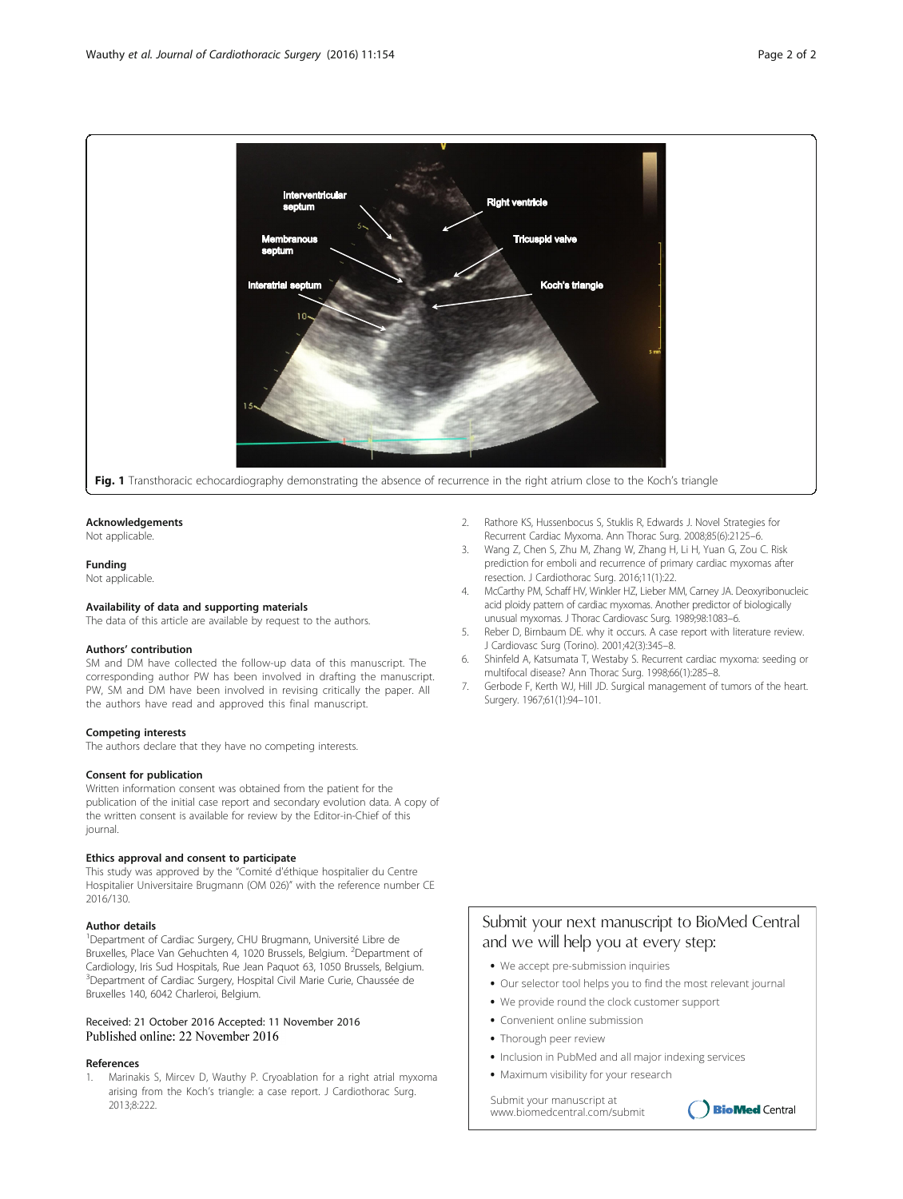Fig. 1 Transthoracic echocardiography demonstrating the absence of recurrence in the right atrium close to the Koch's triangle

### Acknowledgements

Not applicable.

### Funding

Not applicable.

### Availability of data and supporting materials

The data of this article are available by request to the authors.

### Authors' contribution

SM and DM have collected the follow-up data of this manuscript. The corresponding author PW has been involved in drafting the manuscript. PW, SM and DM have been involved in revising critically the paper. All the authors have read and approved this final manuscript.

### Competing interests

The authors declare that they have no competing interests.

### Consent for publication

Written information consent was obtained from the patient for the publication of the initial case report and secondary evolution data. A copy of the written consent is available for review by the Editor-in-Chief of this journal.

### Ethics approval and consent to participate

This study was approved by the "Comité d'éthique hospitalier du Centre Hospitalier Universitaire Brugmann (OM 026)" with the reference number CE 2016/130.

### Author details

[1]Department of Cardiac Surgery, CHU Brugmann, Université Libre de Bruxelles, Place Van Gehuchten 4, 1020 Brussels, Belgium. [2]Department of Cardiology, Iris Sud Hospitals, Rue Jean Paquot 63, 1050 Brussels, Belgium. [3]Department of Cardiac Surgery, Hospital Civil Marie Curie, Chaussée de Bruxelles 140, 6042 Charleroi, Belgium.

Received: 21 October 2016 Accepted: 11 November 2016
Published online: 22 November 2016

### References

1. Marinakis S, Mircev D, Wauthy P. Cryoablation for a right atrial myxoma arising from the Koch's triangle: a case report. J Cardiothorac Surg. 2013;8:222.
2. Rathore KS, Hussenbocus S, Stuklis R, Edwards J. Novel Strategies for Recurrent Cardiac Myxoma. Ann Thorac Surg. 2008;85(6):2125–6.
3. Wang Z, Chen S, Zhu M, Zhang W, Zhang H, Li H, Yuan G, Zou C. Risk prediction for emboli and recurrence of primary cardiac myxomas after resection. J Cardiothorac Surg. 2016;11(1):22.
4. McCarthy PM, Schaff HV, Winkler HZ, Lieber MM, Carney JA. Deoxyribonucleic acid ploidy pattern of cardiac myxomas. Another predictor of biologically unusual myxomas. J Thorac Cardiovasc Surg. 1989;98:1083–6.
5. Reber D, Birnbaum DE. why it occurs. A case report with literature review. J Cardiovasc Surg (Torino). 2001;42(3):345–8.
6. Shinfeld A, Katsumata T, Westaby S. Recurrent cardiac myxoma: seeding or multifocal disease? Ann Thorac Surg. 1998;66(1):285–8.
7. Gerbode F, Kerth WJ, Hill JD. Surgical management of tumors of the heart. Surgery. 1967;61(1):94–101.

Submit your next manuscript to BioMed Central and we will help you at every step:

- We accept pre-submission inquiries
- Our selector tool helps you to find the most relevant journal
- We provide round the clock customer support
- Convenient online submission
- Thorough peer review
- Inclusion in PubMed and all major indexing services
- Maximum visibility for your research

Submit your manuscript at
www.biomedcentral.com/submit